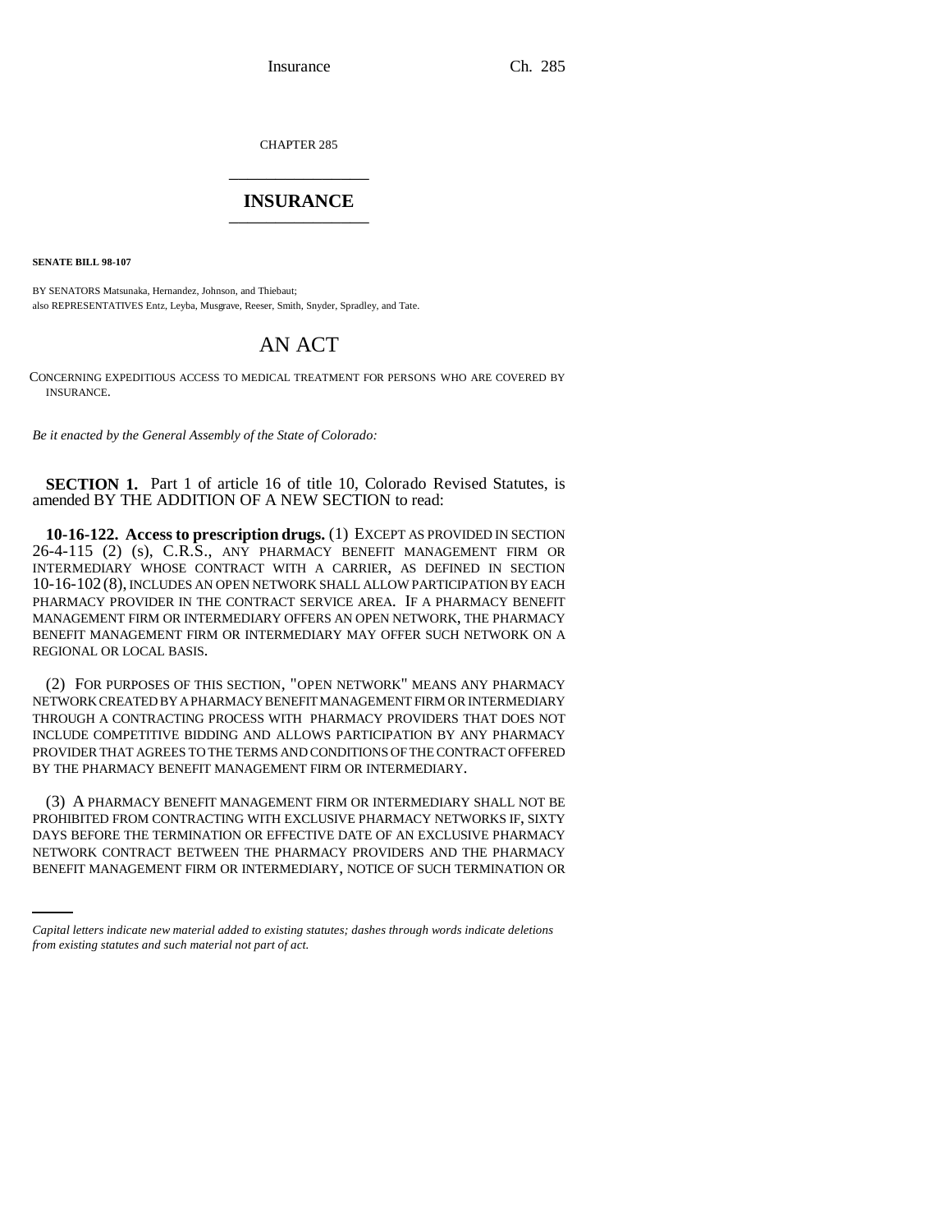CHAPTER 285

# INSURANCE

**SENATE BILL 98-107**

BY SENATORS Matsunaka, Hernandez, Johnson, and Thiebaut;
also REPRESENTATIVES Entz, Leyba, Musgrave, Reeser, Smith, Snyder, Spradley, and Tate.

## AN ACT

CONCERNING EXPEDITIOUS ACCESS TO MEDICAL TREATMENT FOR PERSONS WHO ARE COVERED BY INSURANCE.

*Be it enacted by the General Assembly of the State of Colorado:*

**SECTION 1.** Part 1 of article 16 of title 10, Colorado Revised Statutes, is amended BY THE ADDITION OF A NEW SECTION to read:

**10-16-122. Access to prescription drugs.** (1) EXCEPT AS PROVIDED IN SECTION 26-4-115 (2) (s), C.R.S., ANY PHARMACY BENEFIT MANAGEMENT FIRM OR INTERMEDIARY WHOSE CONTRACT WITH A CARRIER, AS DEFINED IN SECTION 10-16-102 (8), INCLUDES AN OPEN NETWORK SHALL ALLOW PARTICIPATION BY EACH PHARMACY PROVIDER IN THE CONTRACT SERVICE AREA. IF A PHARMACY BENEFIT MANAGEMENT FIRM OR INTERMEDIARY OFFERS AN OPEN NETWORK, THE PHARMACY BENEFIT MANAGEMENT FIRM OR INTERMEDIARY MAY OFFER SUCH NETWORK ON A REGIONAL OR LOCAL BASIS.

(2) FOR PURPOSES OF THIS SECTION, "OPEN NETWORK" MEANS ANY PHARMACY NETWORK CREATED BY A PHARMACY BENEFIT MANAGEMENT FIRM OR INTERMEDIARY THROUGH A CONTRACTING PROCESS WITH PHARMACY PROVIDERS THAT DOES NOT INCLUDE COMPETITIVE BIDDING AND ALLOWS PARTICIPATION BY ANY PHARMACY PROVIDER THAT AGREES TO THE TERMS AND CONDITIONS OF THE CONTRACT OFFERED BY THE PHARMACY BENEFIT MANAGEMENT FIRM OR INTERMEDIARY.

(3) A PHARMACY BENEFIT MANAGEMENT FIRM OR INTERMEDIARY SHALL NOT BE PROHIBITED FROM CONTRACTING WITH EXCLUSIVE PHARMACY NETWORKS IF, SIXTY DAYS BEFORE THE TERMINATION OR EFFECTIVE DATE OF AN EXCLUSIVE PHARMACY NETWORK CONTRACT BETWEEN THE PHARMACY PROVIDERS AND THE PHARMACY BENEFIT MANAGEMENT FIRM OR INTERMEDIARY, NOTICE OF SUCH TERMINATION OR

*Capital letters indicate new material added to existing statutes; dashes through words indicate deletions from existing statutes and such material not part of act.*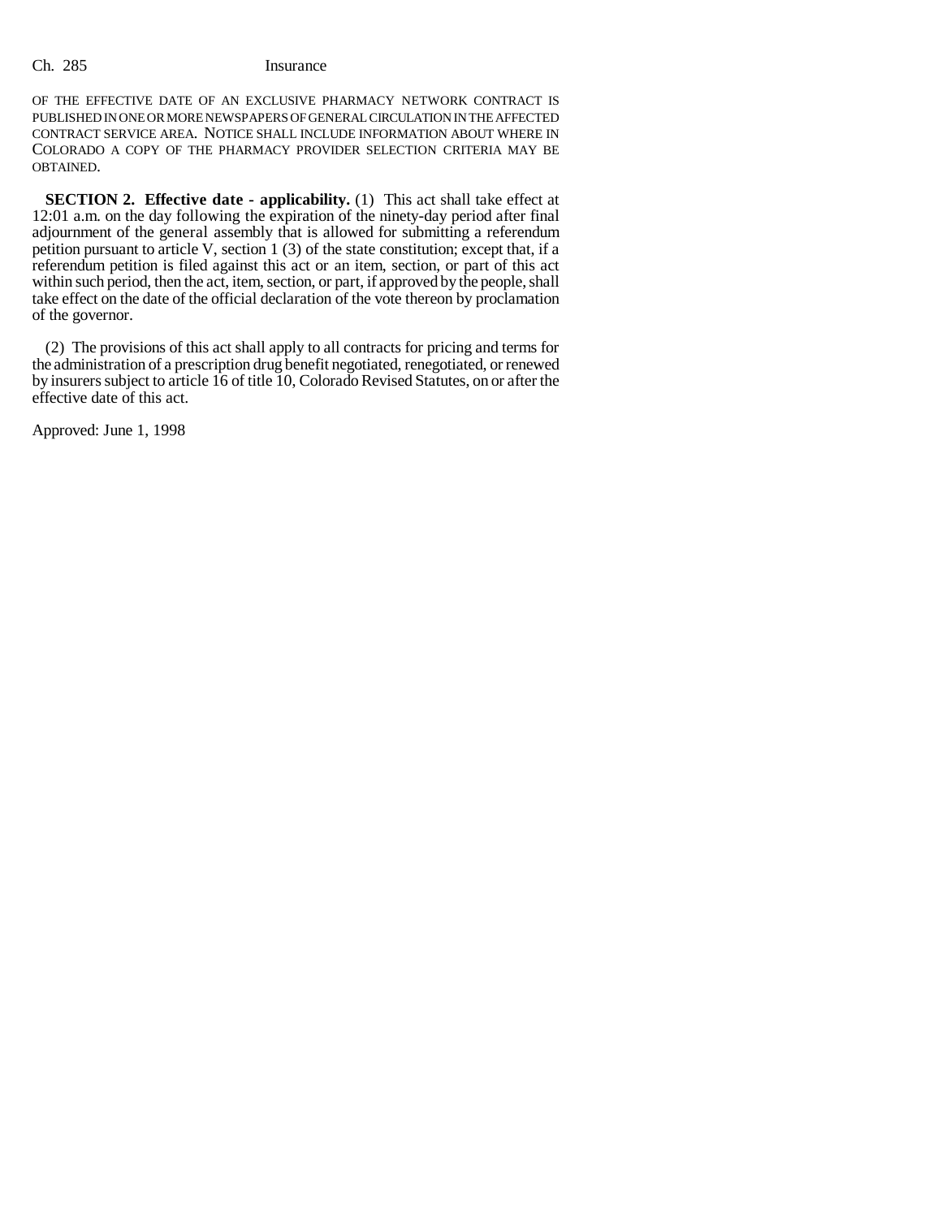OF THE EFFECTIVE DATE OF AN EXCLUSIVE PHARMACY NETWORK CONTRACT IS PUBLISHED IN ONE OR MORE NEWSPAPERS OF GENERAL CIRCULATION IN THE AFFECTED CONTRACT SERVICE AREA. NOTICE SHALL INCLUDE INFORMATION ABOUT WHERE IN COLORADO A COPY OF THE PHARMACY PROVIDER SELECTION CRITERIA MAY BE OBTAINED.

**SECTION 2. Effective date - applicability.** (1) This act shall take effect at 12:01 a.m. on the day following the expiration of the ninety-day period after final adjournment of the general assembly that is allowed for submitting a referendum petition pursuant to article V, section 1 (3) of the state constitution; except that, if a referendum petition is filed against this act or an item, section, or part of this act within such period, then the act, item, section, or part, if approved by the people, shall take effect on the date of the official declaration of the vote thereon by proclamation of the governor.

(2) The provisions of this act shall apply to all contracts for pricing and terms for the administration of a prescription drug benefit negotiated, renegotiated, or renewed by insurers subject to article 16 of title 10, Colorado Revised Statutes, on or after the effective date of this act.

Approved: June 1, 1998